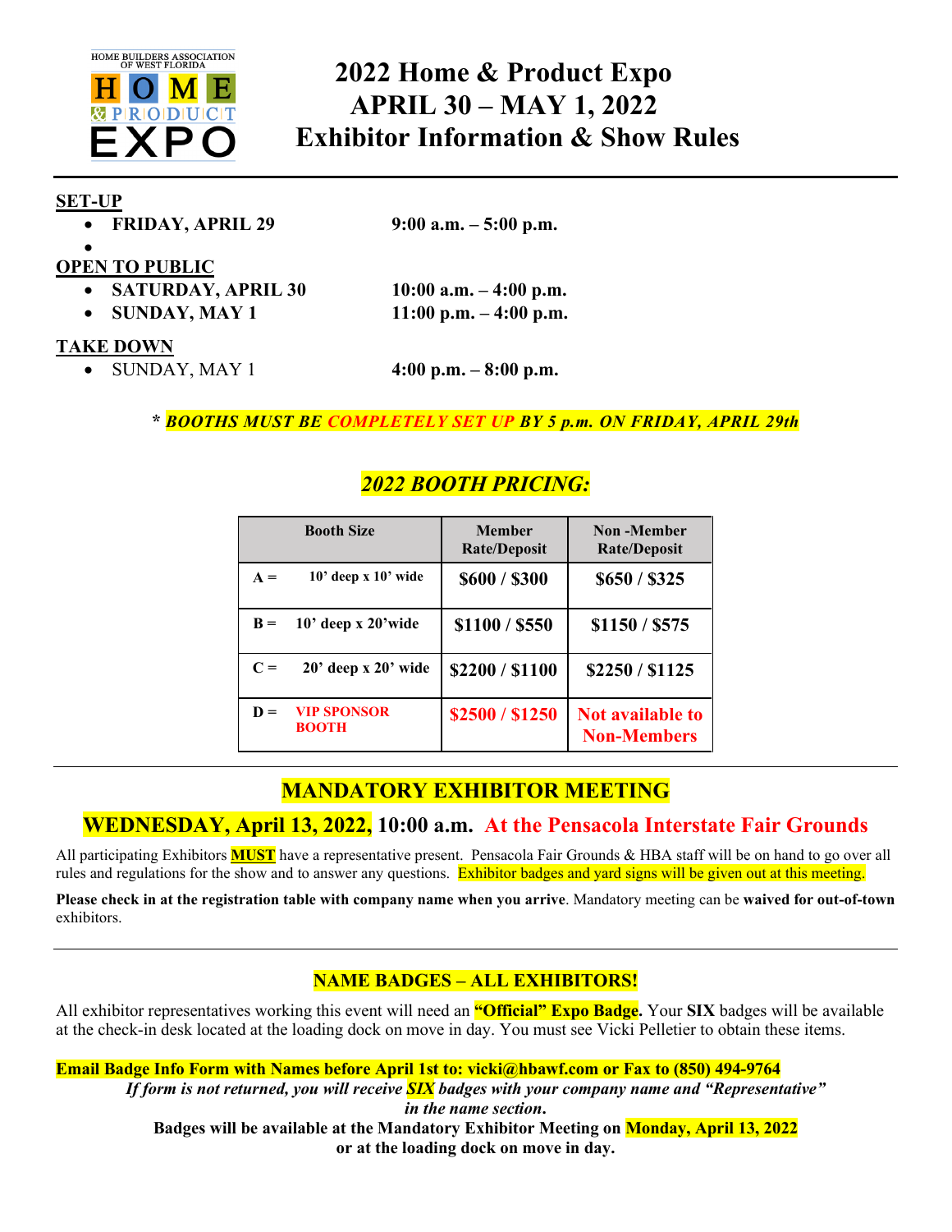HOME BUILDERS ASSOCIATION OF WEST FLORIDA
HOME & PRODUCT EXPO

# 2022 Home & Product Expo
# APRIL 30 – MAY 1, 2022
# Exhibitor Information & Show Rules

**SET-UP**

- **FRIDAY, APRIL 29** **9:00 a.m. – 5:00 p.m.**
-

**OPEN TO PUBLIC**

- **SATURDAY, APRIL 30** **10:00 a.m. – 4:00 p.m.**
- **SUNDAY, MAY 1** **11:00 p.m. – 4:00 p.m.**

**TAKE DOWN**

- SUNDAY, MAY 1 **4:00 p.m. – 8:00 p.m.**

**\* *BOOTHS MUST BE COMPLETELY SET UP BY 5 p.m. ON FRIDAY, APRIL 29th***

## *2022 BOOTH PRICING:*

| Booth Size | | Member Rate/Deposit | Non -Member Rate/Deposit |
|---|---|---|---|
| A = | 10' deep x 10' wide | $600 / $300 | $650 / $325 |
| B = | 10' deep x 20'wide | $1100 / $550 | $1150 / $575 |
| C = | 20' deep x 20' wide | $2200 / $1100 | $2250 / $1125 |
| D = | VIP SPONSOR BOOTH | $2500 / $1250 | Not available to Non-Members |

## MANDATORY EXHIBITOR MEETING

### WEDNESDAY, April 13, 2022, 10:00 a.m. At the Pensacola Interstate Fair Grounds

All participating Exhibitors **MUST** have a representative present. Pensacola Fair Grounds & HBA staff will be on hand to go over all rules and regulations for the show and to answer any questions. Exhibitor badges and yard signs will be given out at this meeting.

**Please check in at the registration table with company name when you arrive**. Mandatory meeting can be **waived for out-of-town** exhibitors.

## NAME BADGES – ALL EXHIBITORS!

All exhibitor representatives working this event will need an **"Official" Expo Badge.** Your **SIX** badges will be available at the check-in desk located at the loading dock on move in day. You must see Vicki Pelletier to obtain these items.

**Email Badge Info Form with Names before April 1st to: vicki@hbawf.com or Fax to (850) 494-9764**

***If form is not returned, you will receive SIX badges with your company name and "Representative" in the name section.***

**Badges will be available at the Mandatory Exhibitor Meeting on Monday, April 13, 2022 or at the loading dock on move in day.**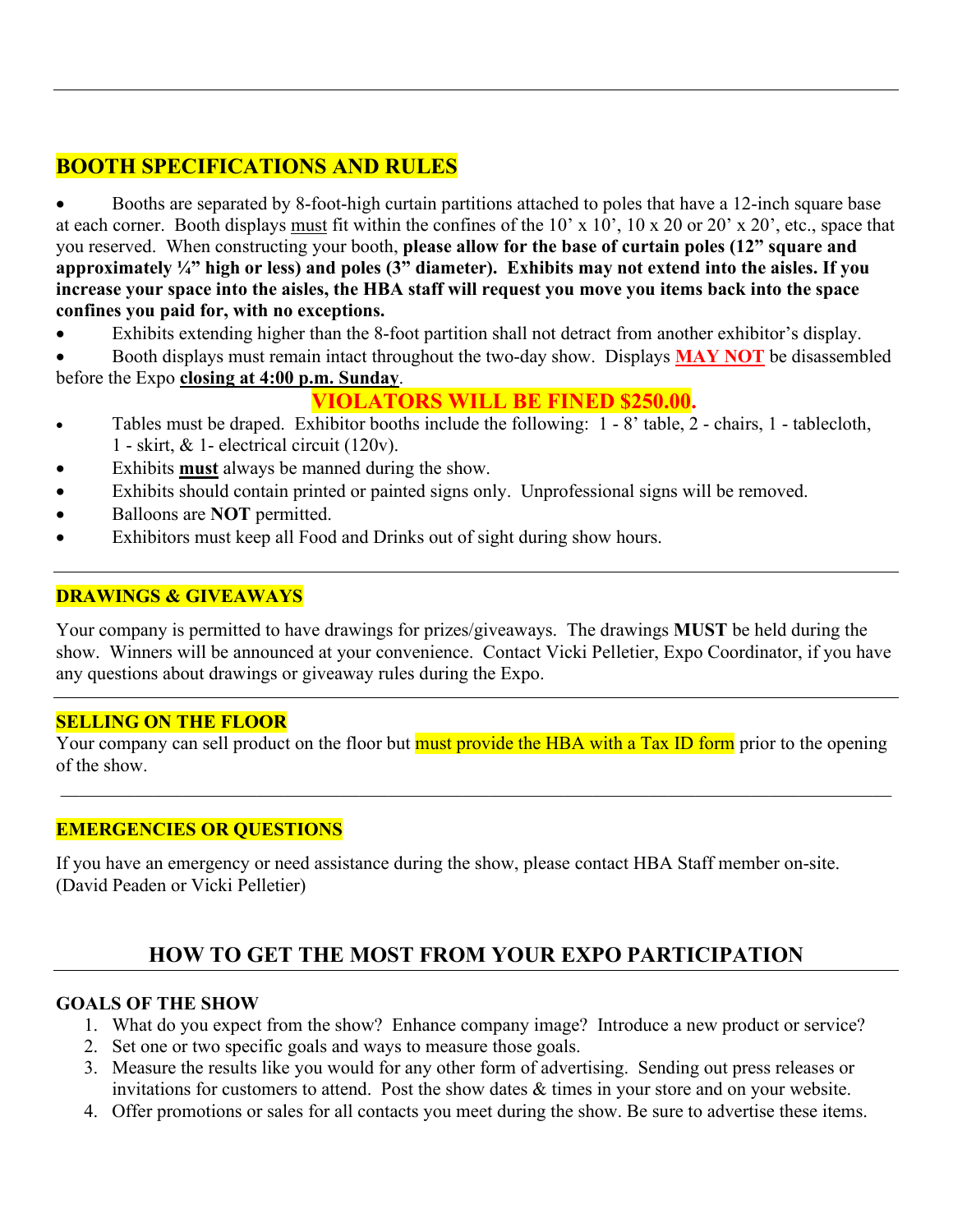## BOOTH SPECIFICATIONS AND RULES

- Booths are separated by 8-foot-high curtain partitions attached to poles that have a 12-inch square base at each corner. Booth displays must fit within the confines of the 10' x 10', 10 x 20 or 20' x 20', etc., space that you reserved. When constructing your booth, **please allow for the base of curtain poles (12" square and approximately ¼" high or less) and poles (3" diameter). Exhibits may not extend into the aisles. If you increase your space into the aisles, the HBA staff will request you move you items back into the space confines you paid for, with no exceptions.**
- Exhibits extending higher than the 8-foot partition shall not detract from another exhibitor's display.
- Booth displays must remain intact throughout the two-day show. Displays **MAY NOT** be disassembled before the Expo **closing at 4:00 p.m. Sunday**.

**VIOLATORS WILL BE FINED $250.00.**

- Tables must be draped. Exhibitor booths include the following: 1 - 8' table, 2 - chairs, 1 - tablecloth, 1 - skirt, & 1- electrical circuit (120v).
- Exhibits **must** always be manned during the show.
- Exhibits should contain printed or painted signs only. Unprofessional signs will be removed.
- Balloons are **NOT** permitted.
- Exhibitors must keep all Food and Drinks out of sight during show hours.

---

### DRAWINGS & GIVEAWAYS

Your company is permitted to have drawings for prizes/giveaways. The drawings **MUST** be held during the show. Winners will be announced at your convenience. Contact Vicki Pelletier, Expo Coordinator, if you have any questions about drawings or giveaway rules during the Expo.

---

### SELLING ON THE FLOOR

Your company can sell product on the floor but must provide the HBA with a Tax ID form prior to the opening of the show.

---

### EMERGENCIES OR QUESTIONS

If you have an emergency or need assistance during the show, please contact HBA Staff member on-site. (David Peaden or Vicki Pelletier)

## HOW TO GET THE MOST FROM YOUR EXPO PARTICIPATION

### GOALS OF THE SHOW

1. What do you expect from the show? Enhance company image? Introduce a new product or service?
2. Set one or two specific goals and ways to measure those goals.
3. Measure the results like you would for any other form of advertising. Sending out press releases or invitations for customers to attend. Post the show dates & times in your store and on your website.
4. Offer promotions or sales for all contacts you meet during the show. Be sure to advertise these items.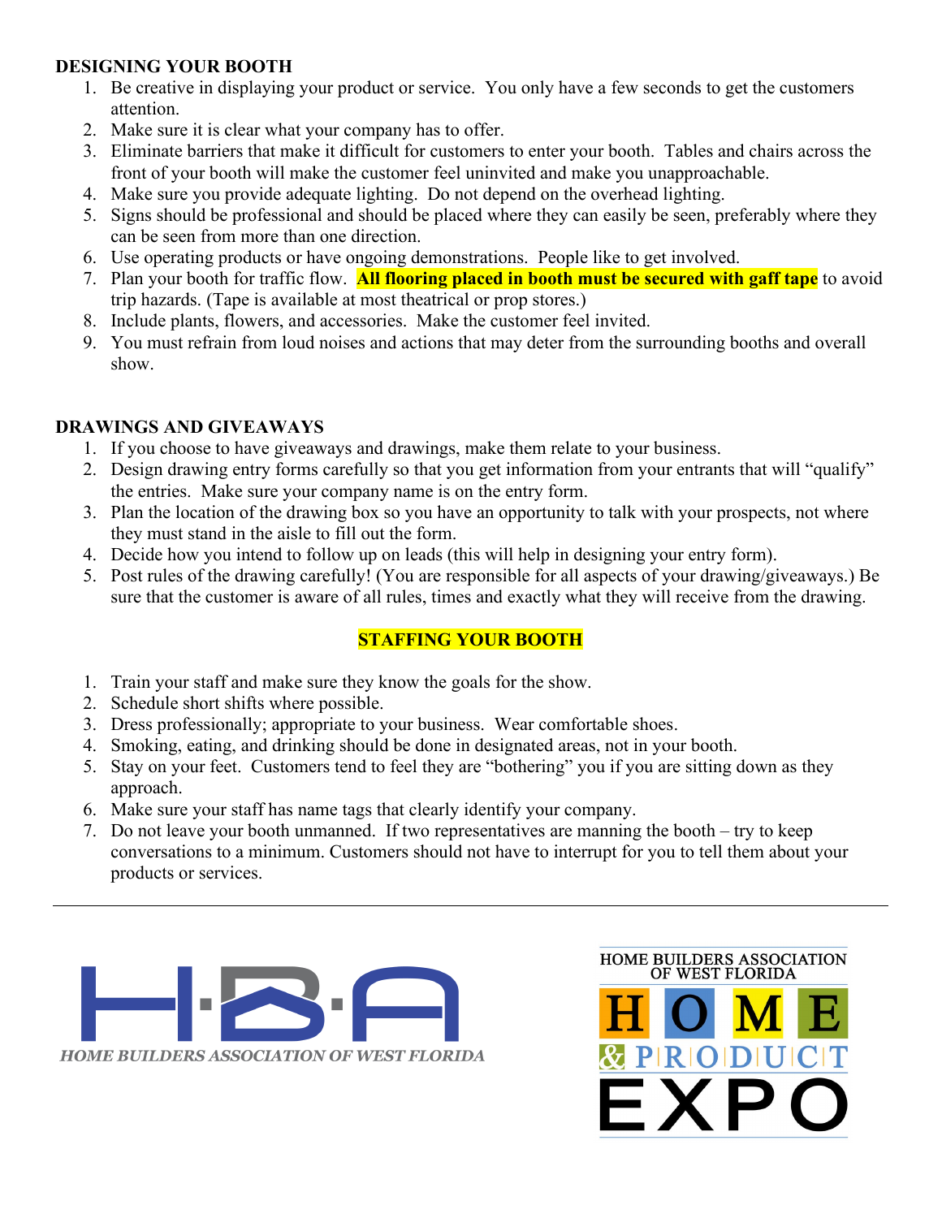## DESIGNING YOUR BOOTH

1. Be creative in displaying your product or service. You only have a few seconds to get the customers attention.
2. Make sure it is clear what your company has to offer.
3. Eliminate barriers that make it difficult for customers to enter your booth. Tables and chairs across the front of your booth will make the customer feel uninvited and make you unapproachable.
4. Make sure you provide adequate lighting. Do not depend on the overhead lighting.
5. Signs should be professional and should be placed where they can easily be seen, preferably where they can be seen from more than one direction.
6. Use operating products or have ongoing demonstrations. People like to get involved.
7. Plan your booth for traffic flow. **All flooring placed in booth must be secured with gaff tape** to avoid trip hazards. (Tape is available at most theatrical or prop stores.)
8. Include plants, flowers, and accessories. Make the customer feel invited.
9. You must refrain from loud noises and actions that may deter from the surrounding booths and overall show.

## DRAWINGS AND GIVEAWAYS

1. If you choose to have giveaways and drawings, make them relate to your business.
2. Design drawing entry forms carefully so that you get information from your entrants that will "qualify" the entries. Make sure your company name is on the entry form.
3. Plan the location of the drawing box so you have an opportunity to talk with your prospects, not where they must stand in the aisle to fill out the form.
4. Decide how you intend to follow up on leads (this will help in designing your entry form).
5. Post rules of the drawing carefully! (You are responsible for all aspects of your drawing/giveaways.) Be sure that the customer is aware of all rules, times and exactly what they will receive from the drawing.

## STAFFING YOUR BOOTH

1. Train your staff and make sure they know the goals for the show.
2. Schedule short shifts where possible.
3. Dress professionally; appropriate to your business. Wear comfortable shoes.
4. Smoking, eating, and drinking should be done in designated areas, not in your booth.
5. Stay on your feet. Customers tend to feel they are "bothering" you if you are sitting down as they approach.
6. Make sure your staff has name tags that clearly identify your company.
7. Do not leave your booth unmanned. If two representatives are manning the booth – try to keep conversations to a minimum. Customers should not have to interrupt for you to tell them about your products or services.

---

HBA
HOME BUILDERS ASSOCIATION OF WEST FLORIDA

HOME BUILDERS ASSOCIATION OF WEST FLORIDA
HOME & PRODUCT EXPO